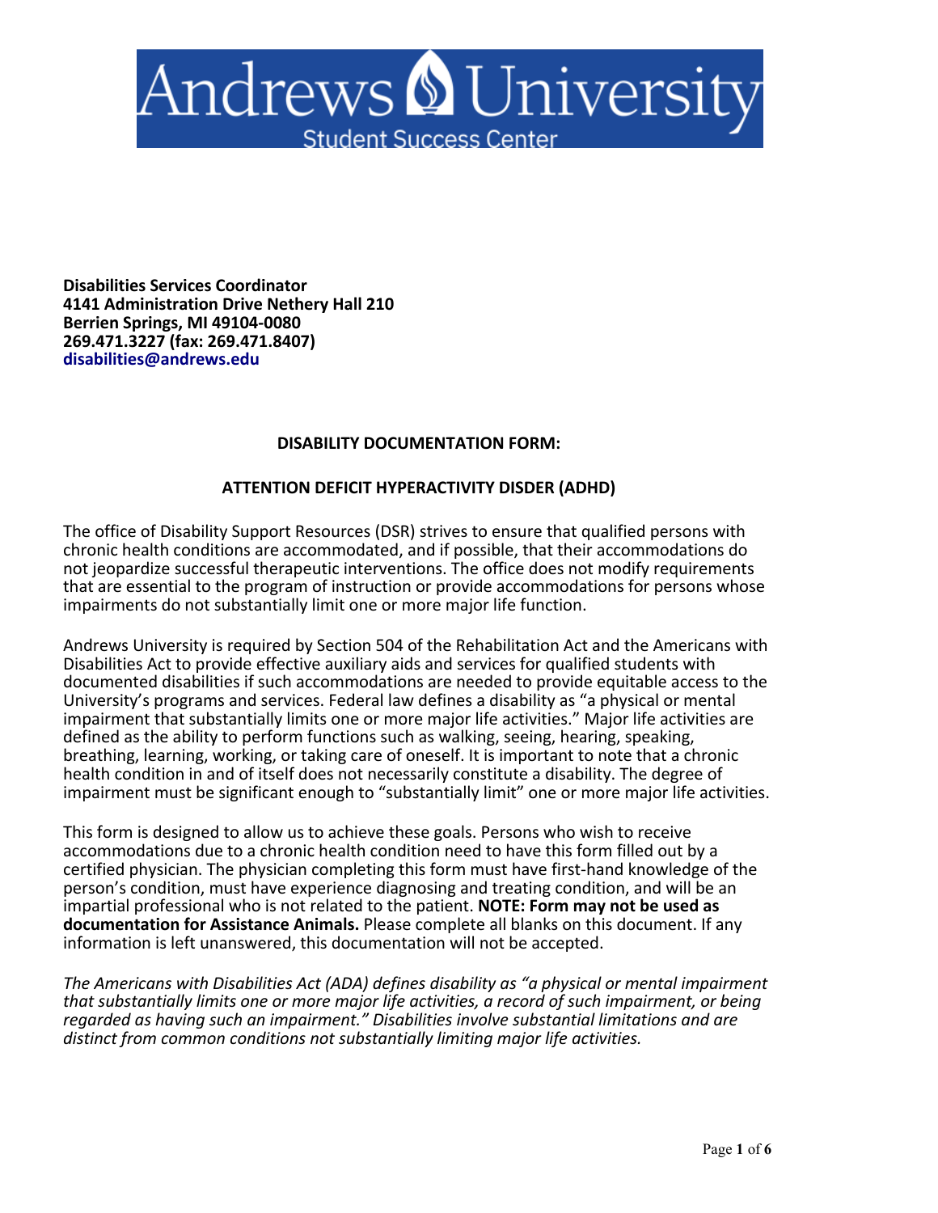Andrews University
Student Success Center

**Disabilities Services Coordinator**
**4141 Administration Drive Nethery Hall 210**
**Berrien Springs, MI 49104-0080**
**269.471.3227 (fax: 269.471.8407)**
**disabilities@andrews.edu**

## DISABILITY DOCUMENTATION FORM:

## ATTENTION DEFICIT HYPERACTIVITY DISDER (ADHD)

The office of Disability Support Resources (DSR) strives to ensure that qualified persons with chronic health conditions are accommodated, and if possible, that their accommodations do not jeopardize successful therapeutic interventions. The office does not modify requirements that are essential to the program of instruction or provide accommodations for persons whose impairments do not substantially limit one or more major life function.

Andrews University is required by Section 504 of the Rehabilitation Act and the Americans with Disabilities Act to provide effective auxiliary aids and services for qualified students with documented disabilities if such accommodations are needed to provide equitable access to the University's programs and services. Federal law defines a disability as "a physical or mental impairment that substantially limits one or more major life activities." Major life activities are defined as the ability to perform functions such as walking, seeing, hearing, speaking, breathing, learning, working, or taking care of oneself. It is important to note that a chronic health condition in and of itself does not necessarily constitute a disability. The degree of impairment must be significant enough to "substantially limit" one or more major life activities.

This form is designed to allow us to achieve these goals. Persons who wish to receive accommodations due to a chronic health condition need to have this form filled out by a certified physician. The physician completing this form must have first-hand knowledge of the person's condition, must have experience diagnosing and treating condition, and will be an impartial professional who is not related to the patient. **NOTE: Form may not be used as documentation for Assistance Animals.** Please complete all blanks on this document. If any information is left unanswered, this documentation will not be accepted.

*The Americans with Disabilities Act (ADA) defines disability as "a physical or mental impairment that substantially limits one or more major life activities, a record of such impairment, or being regarded as having such an impairment." Disabilities involve substantial limitations and are distinct from common conditions not substantially limiting major life activities.*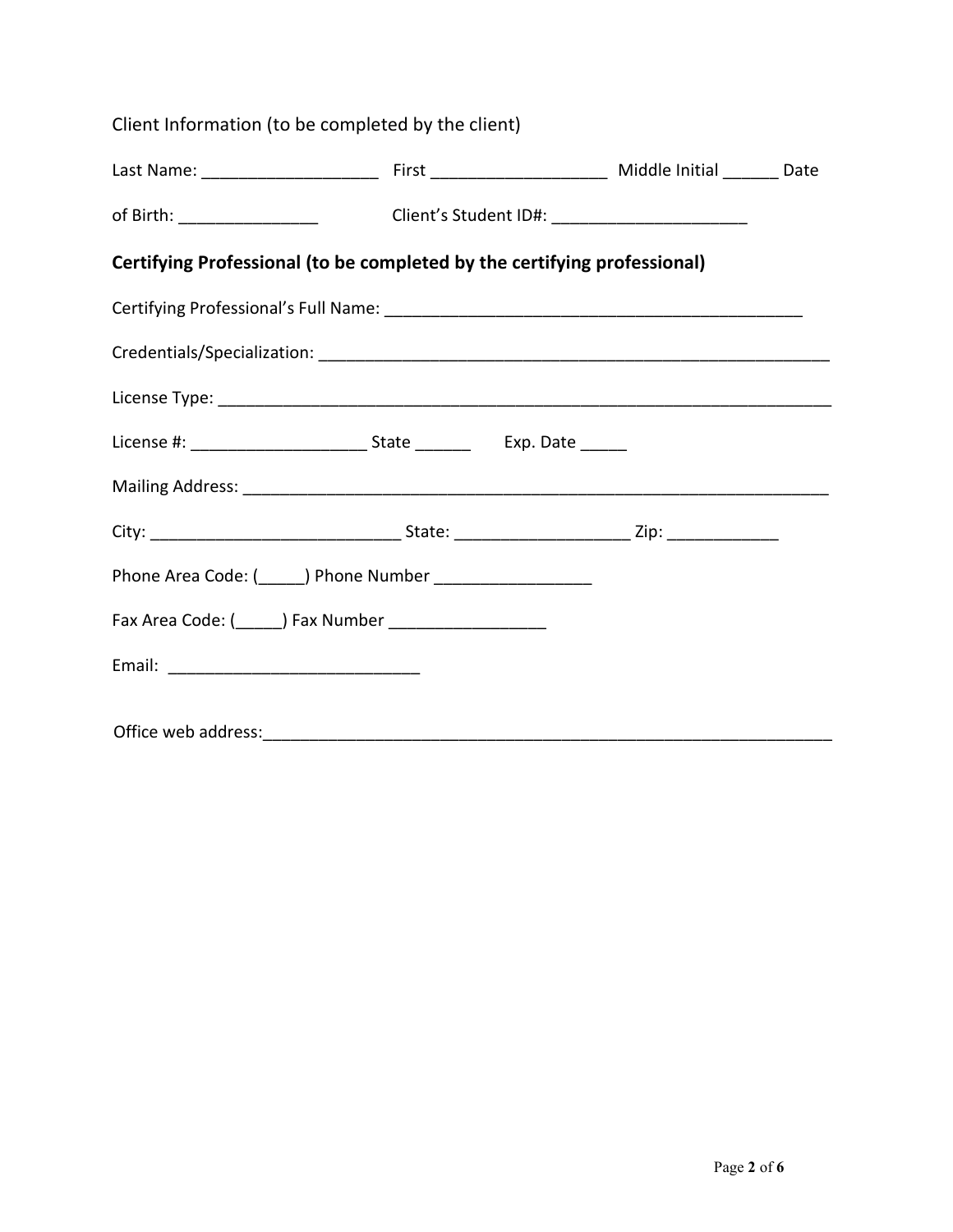Client Information (to be completed by the client)

Last Name: ___________________ First ___________________ Middle Initial ______ Date of Birth: _______________ Client's Student ID#: _____________________

**Certifying Professional (to be completed by the certifying professional)**

Certifying Professional's Full Name: ______________________________________________

Credentials/Specialization: ________________________________________________________

License Type: _____________________________________________________________________

License #: ___________________ State ______ Exp. Date _____

Mailing Address: __________________________________________________________________

City: ___________________________ State: ___________________ Zip: ____________

Phone Area Code: (_____) Phone Number _________________

Fax Area Code: (_____) Fax Number _________________

Email: ___________________________

Office web address:________________________________________________________________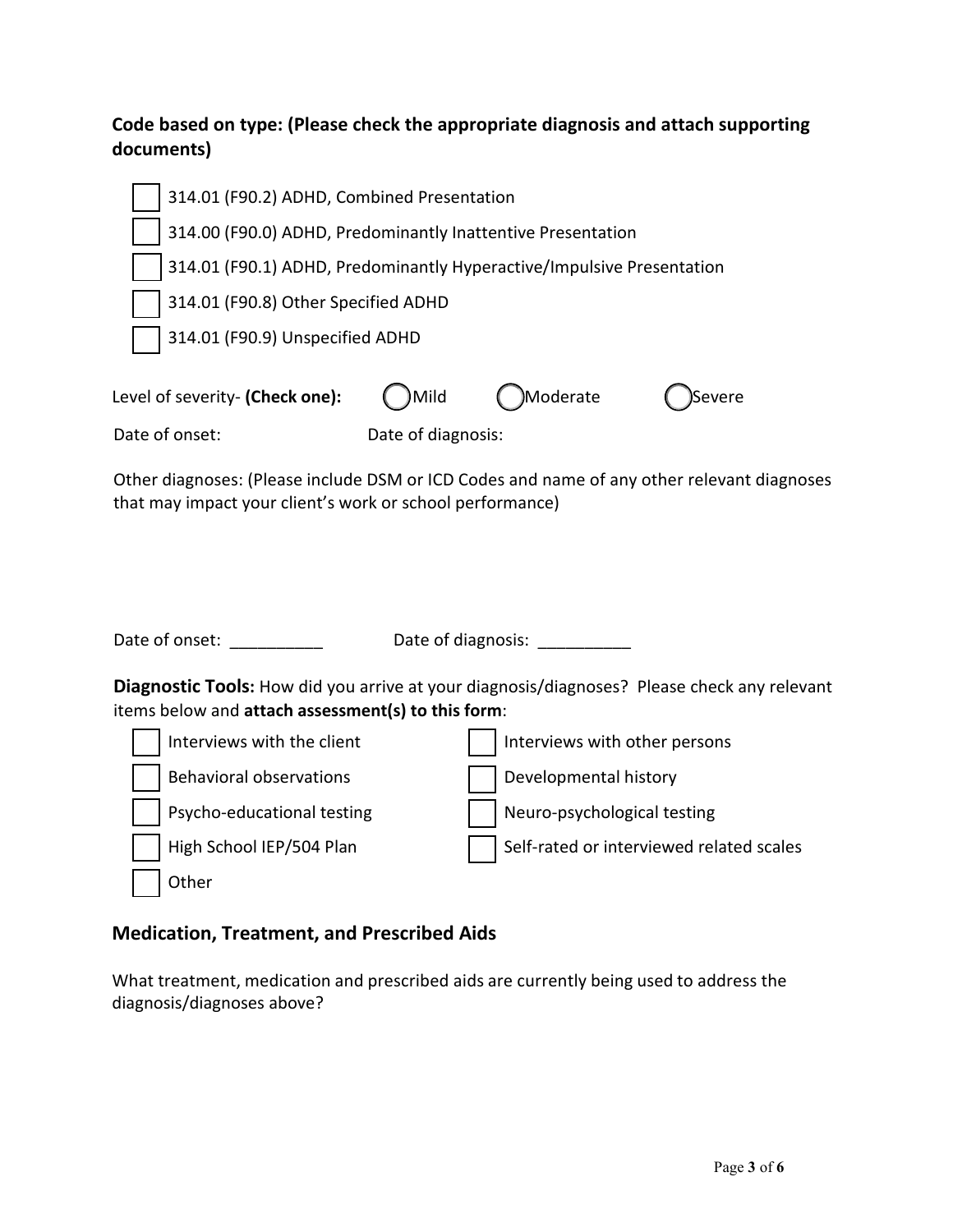**Code based on type: (Please check the appropriate diagnosis and attach supporting documents)**

- ☐ 314.01 (F90.2) ADHD, Combined Presentation
- ☐ 314.00 (F90.0) ADHD, Predominantly Inattentive Presentation
- ☐ 314.01 (F90.1) ADHD, Predominantly Hyperactive/Impulsive Presentation
- ☐ 314.01 (F90.8) Other Specified ADHD
- ☐ 314.01 (F90.9) Unspecified ADHD

Level of severity- **(Check one):** ◯ Mild ◯ Moderate ◯ Severe

Date of onset: Date of diagnosis:

Other diagnoses: (Please include DSM or ICD Codes and name of any other relevant diagnoses that may impact your client's work or school performance)

Date of onset: __________ Date of diagnosis: __________

**Diagnostic Tools:** How did you arrive at your diagnosis/diagnoses? Please check any relevant items below and **attach assessment(s) to this form**:

- ☐ Interviews with the client
- ☐ Interviews with other persons
- ☐ Behavioral observations
- ☐ Developmental history
- ☐ Psycho-educational testing
- ☐ Neuro-psychological testing
- ☐ High School IEP/504 Plan
- ☐ Self-rated or interviewed related scales
- ☐ Other

## Medication, Treatment, and Prescribed Aids

What treatment, medication and prescribed aids are currently being used to address the diagnosis/diagnoses above?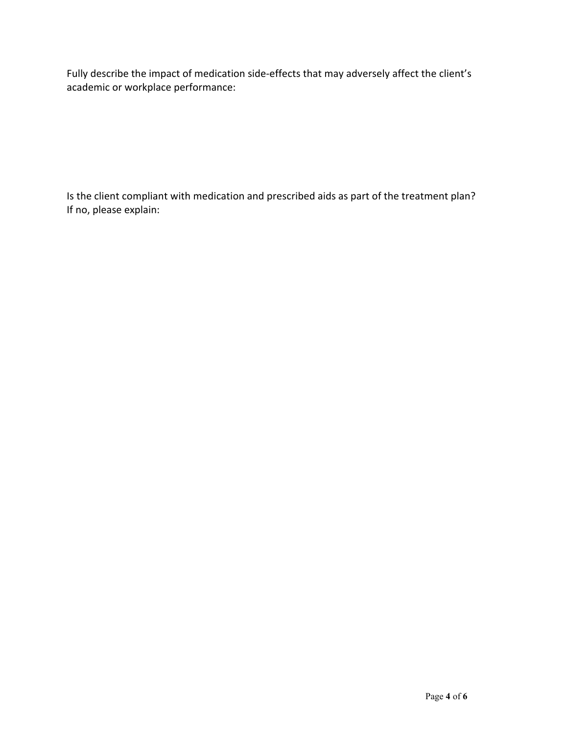Fully describe the impact of medication side-effects that may adversely affect the client's academic or workplace performance:

Is the client compliant with medication and prescribed aids as part of the treatment plan?
If no, please explain: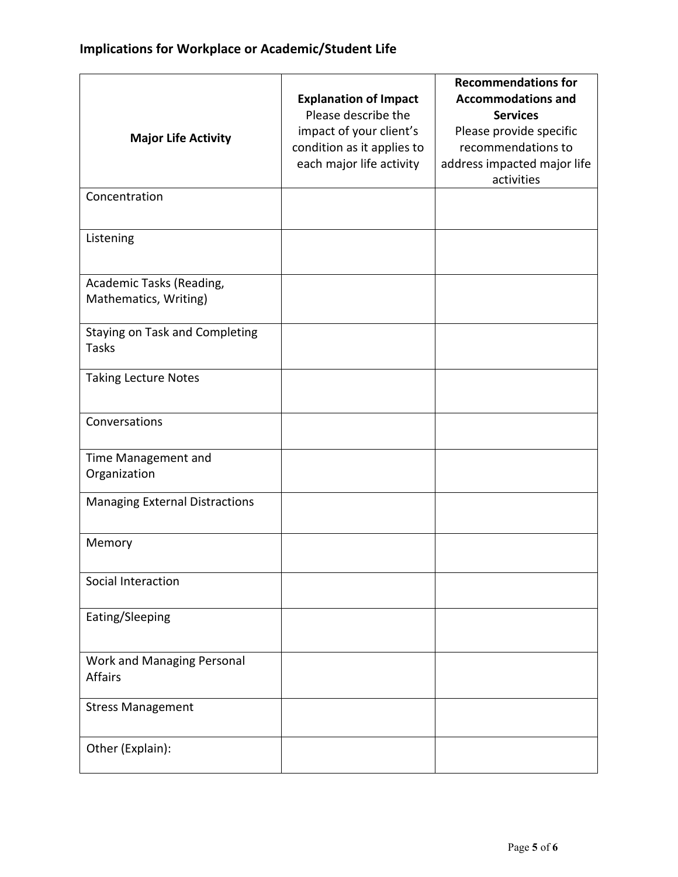## Implications for Workplace or Academic/Student Life

| **Major Life Activity** | **Explanation of Impact** Please describe the impact of your client's condition as it applies to each major life activity | **Recommendations for Accommodations and Services** Please provide specific recommendations to address impacted major life activities |
|---|---|---|
| Concentration | | |
| Listening | | |
| Academic Tasks (Reading, Mathematics, Writing) | | |
| Staying on Task and Completing Tasks | | |
| Taking Lecture Notes | | |
| Conversations | | |
| Time Management and Organization | | |
| Managing External Distractions | | |
| Memory | | |
| Social Interaction | | |
| Eating/Sleeping | | |
| Work and Managing Personal Affairs | | |
| Stress Management | | |
| Other (Explain): | | |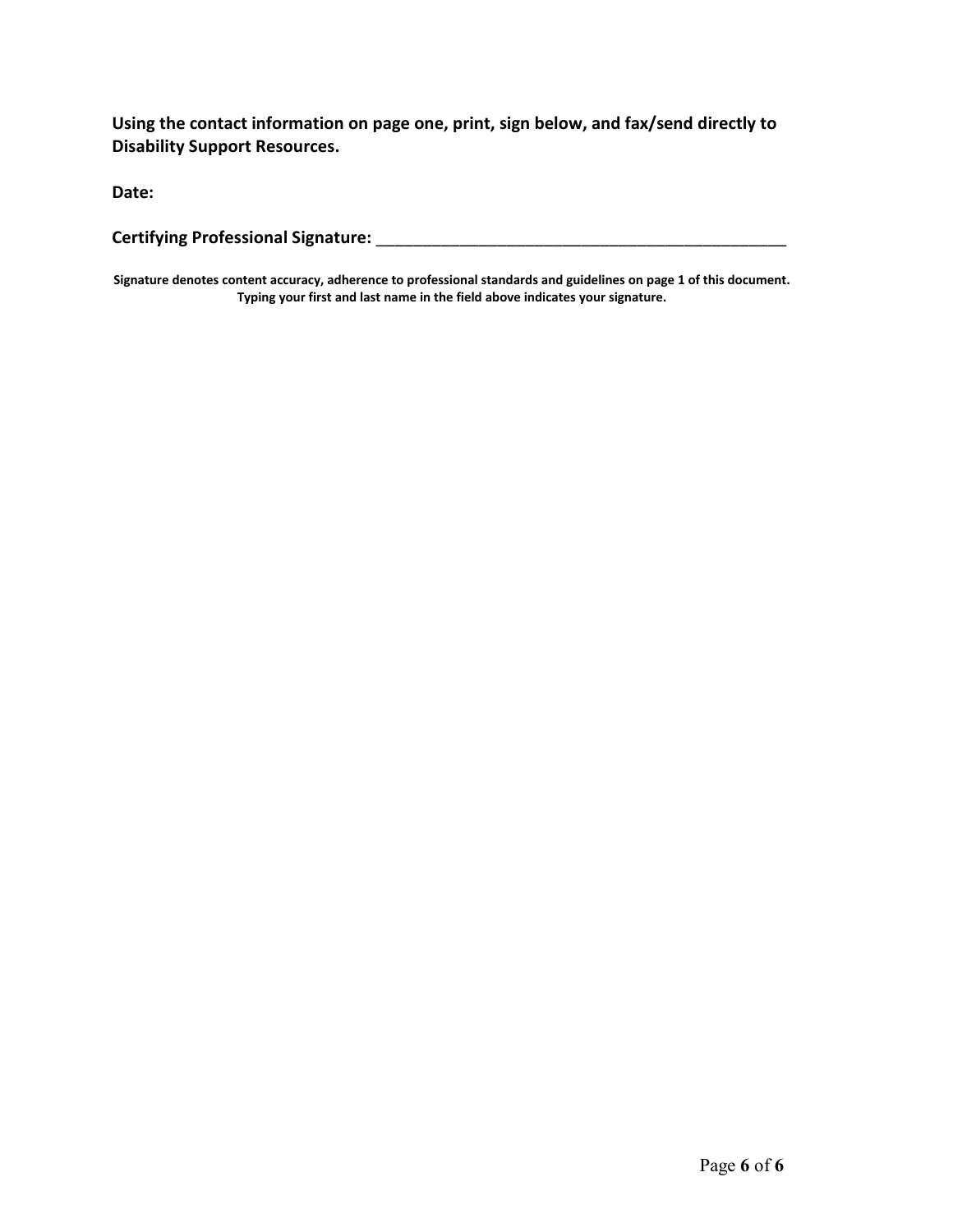**Using the contact information on page one, print, sign below, and fax/send directly to Disability Support Resources.**

**Date:**

**Certifying Professional Signature:** _______________________________________________

**Signature denotes content accuracy, adherence to professional standards and guidelines on page 1 of this document. Typing your first and last name in the field above indicates your signature.**